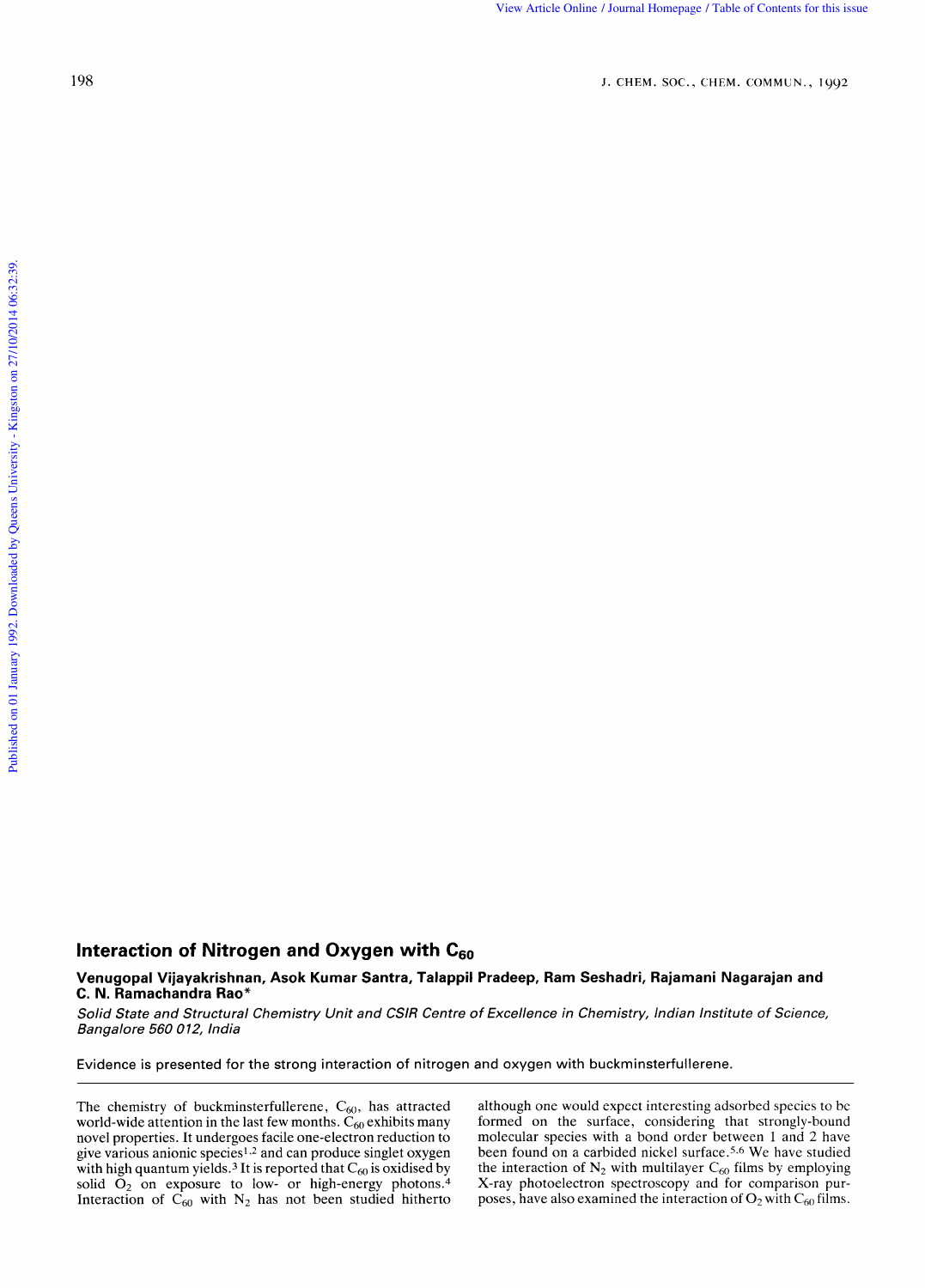# Interaction of Nitrogen and Oxygen with $C_{60}$

**Venugopal Vijayakrishnan, Asok Kumar Santra, Talappil Pradeep, Ram Seshadri, Rajamani Nagarajan and C. N. Ramachandra Rao***

*Solid State and Structural Chemistry Unit and CSIR Centre of Excellence in Chemistry, Indian Institute of Science, Bangalore 560 012, India*

Evidence is presented for the strong interaction of nitrogen and oxygen with buckminsterfullerene.

The chemistry of buckminsterfullerene, $C_{60}$, has attracted world-wide attention in the last few months. $C_{60}$ exhibits many novel properties. It undergoes facile one-electron reduction to give various anionic species[1,2] and can produce singlet oxygen with high quantum yields.[3] It is reported that $C_{60}$ is oxidised by solid $O_2$ on exposure to low- or high-energy photons.[4] Interaction of $C_{60}$ with $N_2$ has not been studied hitherto although one would expect interesting adsorbed species to be formed on the surface, considering that strongly-bound molecular species with a bond order between 1 and 2 have been found on a carbided nickel surface.[5,6] We have studied the interaction of $N_2$ with multilayer $C_{60}$ films by employing X-ray photoelectron spectroscopy and for comparison purposes, have also examined the interaction of $O_2$ with $C_{60}$ films.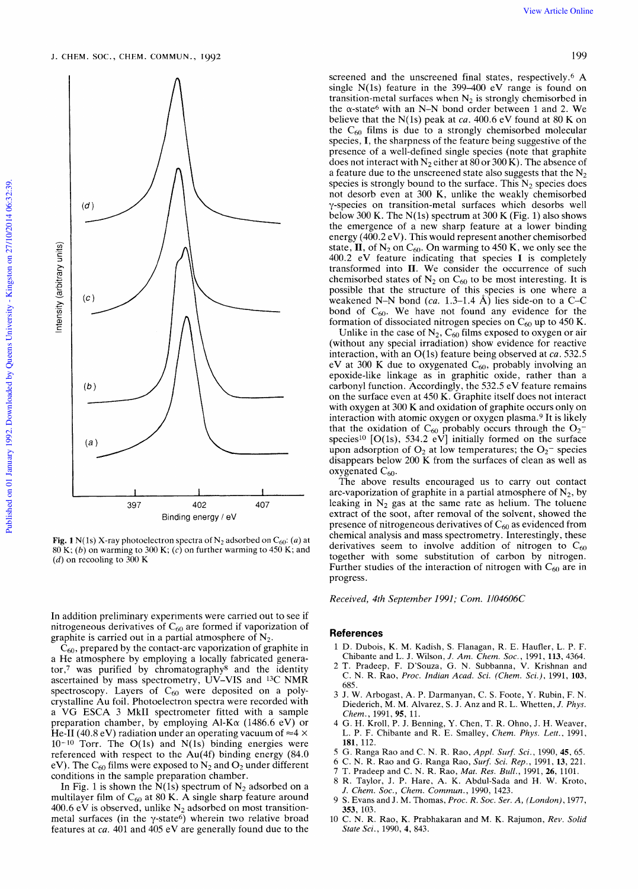(d)

(c)

(b)

(a)

Intensity (arbitrary units)

397

402

407

Binding energy / eV

**Fig. 1** N(1s) X-ray photoelectron spectra of $N_2$ adsorbed on $C_{60}$: (*a*) at 80 K; (*b*) on warming to 300 K; (*c*) on further warming to 450 K; and (*d*) on recooling to 300 K

In addition preliminary experiments were carried out to see if nitrogeneous derivatives of $C_{60}$ are formed if vaporization of graphite is carried out in a partial atmosphere of $N_2$.

$C_{60}$, prepared by the contact-arc vaporization of graphite in a He atmosphere by employing a locally fabricated generator,[7] was purified by chromatography[8] and the identity ascertained by mass spectrometry, UV–VIS and $^{13}C$ NMR spectroscopy. Layers of $C_{60}$ were deposited on a polycrystalline Au foil. Photoelectron spectra were recorded with a VG ESCA 3 MkII spectrometer fitted with a sample preparation chamber, by employing Al-Kα (1486.6 eV) or He-II (40.8 eV) radiation under an operating vacuum of $\approx 4 \times 10^{-10}$ Torr. The O(1s) and N(1s) binding energies were referenced with respect to the Au(4f) binding energy (84.0 eV). The $C_{60}$ films were exposed to $N_2$ and $O_2$ under different conditions in the sample preparation chamber.

In Fig. 1 is shown the N(1s) spectrum of $N_2$ adsorbed on a multilayer film of $C_{60}$ at 80 K. A single sharp feature around 400.6 eV is observed, unlike $N_2$ adsorbed on most transition-metal surfaces (in the γ-state[6]) wherein two relative broad features at *ca.* 401 and 405 eV are generally found due to the screened and the unscreened final states, respectively.[6] A single N(1s) feature in the 399–400 eV range is found on transition-metal surfaces when $N_2$ is strongly chemisorbed in the α-state[6] with an N–N bond order between 1 and 2. We believe that the N(1s) peak at *ca.* 400.6 eV found at 80 K on the $C_{60}$ films is due to a strongly chemisorbed molecular species, **I**, the sharpness of the feature being suggestive of the presence of a well-defined single species (note that graphite does not interact with $N_2$ either at 80 or 300 K). The absence of a feature due to the unscreened state also suggests that the $N_2$ species is strongly bound to the surface. This $N_2$ species does not desorb even at 300 K, unlike the weakly chemisorbed γ-species on transition-metal surfaces which desorbs well below 300 K. The N(1s) spectrum at 300 K (Fig. 1) also shows the emergence of a new sharp feature at a lower binding energy (400.2 eV). This would represent another chemisorbed state, **II**, of $N_2$ on $C_{60}$. On warming to 450 K, we only see the 400.2 eV feature indicating that species **I** is completely transformed into **II**. We consider the occurrence of such chemisorbed states of $N_2$ on $C_{60}$ to be most interesting. It is possible that the structure of this species is one where a weakened N–N bond (*ca.* 1.3–1.4 Å) lies side-on to a C–C bond of $C_{60}$. We have not found any evidence for the formation of dissociated nitrogen species on $C_{60}$ up to 450 K.

Unlike in the case of $N_2$, $C_{60}$ films exposed to oxygen or air (without any special irradiation) show evidence for reactive interaction, with an O(1s) feature being observed at *ca.* 532.5 eV at 300 K due to oxygenated $C_{60}$, probably involving an epoxide-like linkage as in graphitic oxide, rather than a carbonyl function. Accordingly, the 532.5 eV feature remains on the surface even at 450 K. Graphite itself does not interact with oxygen at 300 K and oxidation of graphite occurs only on interaction with atomic oxygen or oxygen plasma.[9] It is likely that the oxidation of $C_{60}$ probably occurs through the $O_2^-$ species[10] [O(1s), 534.2 eV] initially formed on the surface upon adsorption of $O_2$ at low temperatures; the $O_2^-$ species disappears below 200 K from the surfaces of clean as well as oxygenated $C_{60}$.

The above results encouraged us to carry out contact arc-vaporization of graphite in a partial atmosphere of $N_2$, by leaking in $N_2$ gas at the same rate as helium. The toluene extract of the soot, after removal of the solvent, showed the presence of nitrogeneous derivatives of $C_{60}$ as evidenced from chemical analysis and mass spectrometry. Interestingly, these derivatives seem to involve addition of nitrogen to $C_{60}$ together with some substitution of carbon by nitrogen. Further studies of the interaction of nitrogen with $C_{60}$ are in progress.

*Received, 4th September 1991; Com. 1/04606C*

## References

1. D. Dubois, K. M. Kadish, S. Flanagan, R. E. Haufler, L. P. F. Chibante and L. J. Wilson, *J. Am. Chem. Soc.*, 1991, **113**, 4364.
2. T. Pradeep, G. U. Kulkarni, K. R. Kannan, T. N. Guru Row and C. N. R. Rao, *Proc. Indian Acad. Sci. (Chem. Sci.)*, 1991, **103**, 685.
3. J. W. Arbogast, A. P. Darmanyan, C. S. Foote, Y. Rubin, F. N. Diederich, M. M. Alvarez, S. J. Anz and R. L. Whetten, *J. Phys. Chem.*, 1991, **95**, 11.
4. G. H. Kroll, P. J. Benning, Y. Chen, T. R. Ohno, J. H. Weaver, L. P. F. Chibante and R. E. Smalley, *Chem. Phys. Lett.*, 1991, **181**, 112.
5. G. Ranga Rao and C. N. R. Rao, *Appl. Surf. Sci.*, 1990, **45**, 65.
6. C. N. R. Rao and G. Ranga Rao, *Surf. Sci. Rep.*, 1991, **13**, 221.
7. T. Pradeep and C. N. R. Rao, *Mat. Res. Bull.*, 1991, **26**, 1101.
8. R. Taylor, J. P. Hare, A. K. Abdul-Sada and H. W. Kroto, *J. Chem. Soc., Chem. Commun.*, 1990, 1423.
9. S. Evans and J. M. Thomas, *Proc. R. Soc. Ser. A, (London)*, 1977, **353**, 103.
10. C. N. R. Rao, K. Prabhakaran and M. K. Rajumon, *Rev. Solid State Sci.*, 1990, **4**, 843.